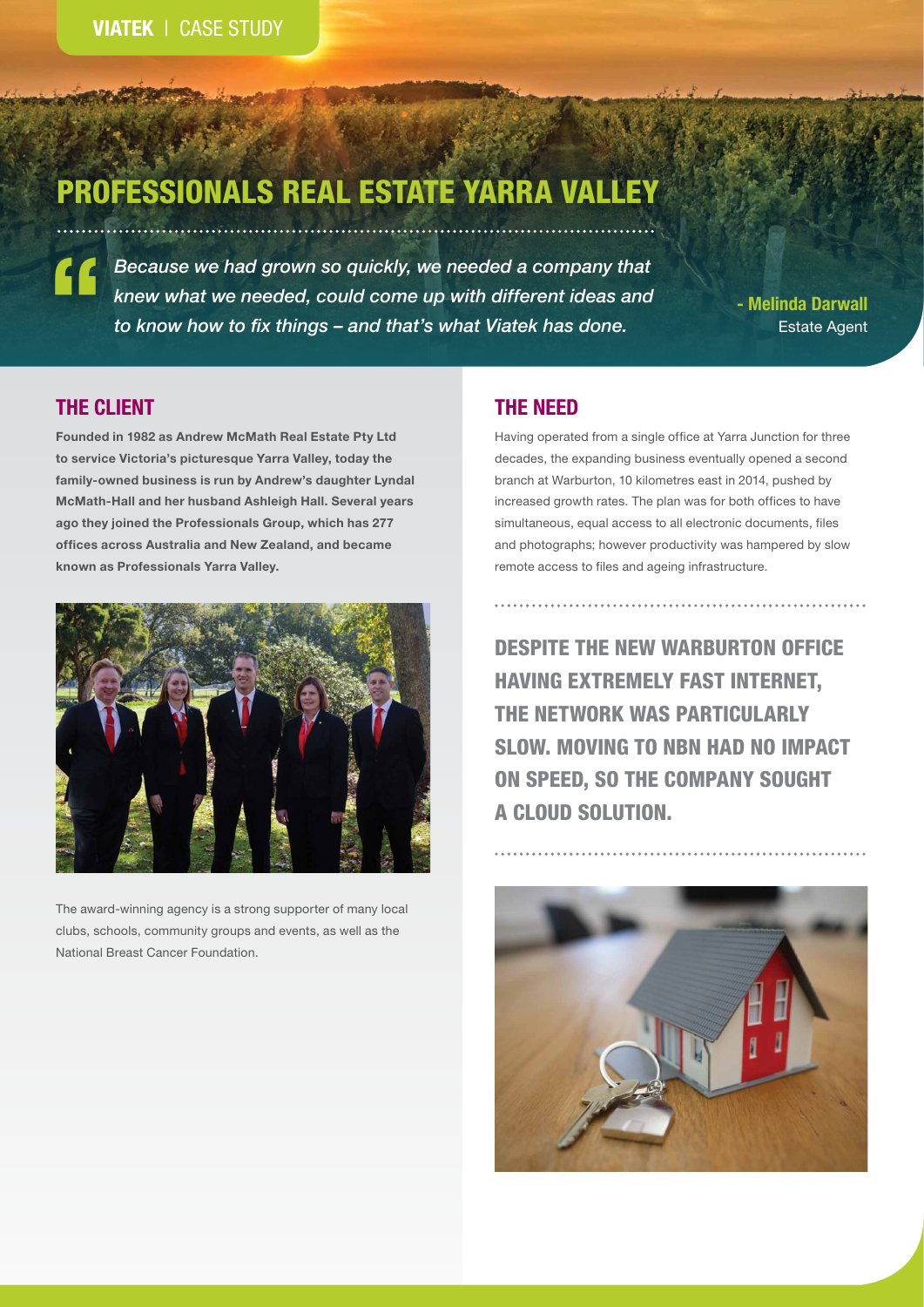VIATEK | CASE STUDY

# PROFESSIONALS REAL ESTATE YARRA VALLEY

> *Because we had grown so quickly, we needed a company that knew what we needed, could come up with different ideas and to know how to fix things – and that's what Viatek has done.*
>
> **- Melinda Darwall**
> Estate Agent

## THE CLIENT

**Founded in 1982 as Andrew McMath Real Estate Pty Ltd to service Victoria's picturesque Yarra Valley, today the family-owned business is run by Andrew's daughter Lyndal McMath-Hall and her husband Ashleigh Hall. Several years ago they joined the Professionals Group, which has 277 offices across Australia and New Zealand, and became known as Professionals Yarra Valley.**

The award-winning agency is a strong supporter of many local clubs, schools, community groups and events, as well as the National Breast Cancer Foundation.

## THE NEED

Having operated from a single office at Yarra Junction for three decades, the expanding business eventually opened a second branch at Warburton, 10 kilometres east in 2014, pushed by increased growth rates. The plan was for both offices to have simultaneous, equal access to all electronic documents, files and photographs; however productivity was hampered by slow remote access to files and ageing infrastructure.

**DESPITE THE NEW WARBURTON OFFICE HAVING EXTREMELY FAST INTERNET, THE NETWORK WAS PARTICULARLY SLOW. MOVING TO NBN HAD NO IMPACT ON SPEED, SO THE COMPANY SOUGHT A CLOUD SOLUTION.**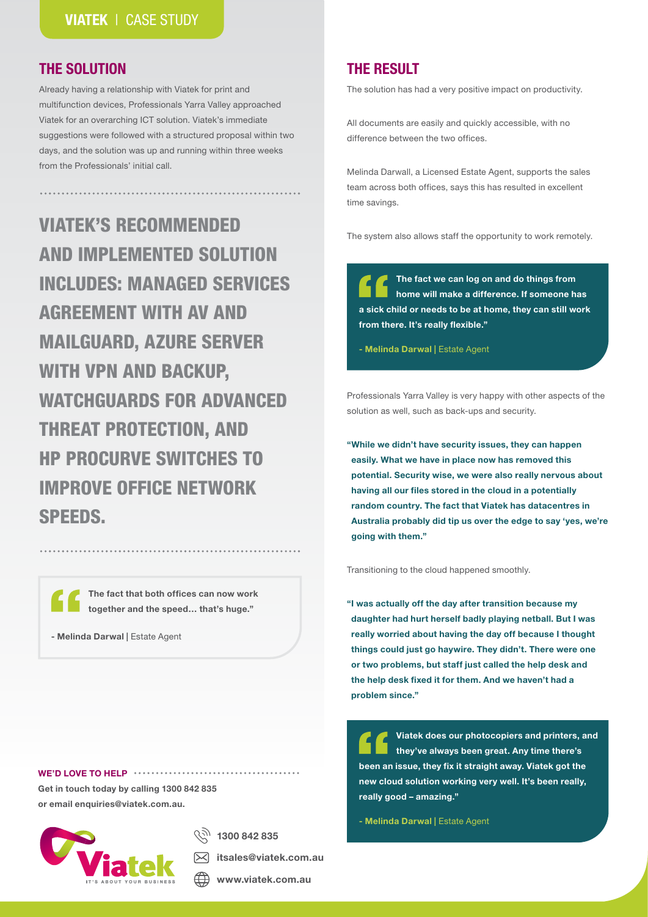## THE SOLUTION

Already having a relationship with Viatek for print and multifunction devices, Professionals Yarra Valley approached Viatek for an overarching ICT solution. Viatek's immediate suggestions were followed with a structured proposal within two days, and the solution was up and running within three weeks from the Professionals' initial call.

## VIATEK'S RECOMMENDED AND IMPLEMENTED SOLUTION INCLUDES: MANAGED SERVICES AGREEMENT WITH AV AND MAILGUARD, AZURE SERVER WITH VPN AND BACKUP, WATCHGUARDS FOR ADVANCED THREAT PROTECTION, AND HP PROCURVE SWITCHES TO IMPROVE OFFICE NETWORK SPEEDS.

> **The fact that both offices can now work together and the speed… that's huge."**
>
> **- Melinda Darwal** | Estate Agent

**WE'D LOVE TO HELP**

**Get in touch today by calling 1300 842 835 or email enquiries@viatek.com.au.**

IT'S ABOUT YOUR BUSINESS

**1300 842 835**

**itsales@viatek.com.au**

**www.viatek.com.au**

## THE RESULT

The solution has had a very positive impact on productivity.

All documents are easily and quickly accessible, with no difference between the two offices.

Melinda Darwall, a Licensed Estate Agent, supports the sales team across both offices, says this has resulted in excellent time savings.

The system also allows staff the opportunity to work remotely.

> **The fact we can log on and do things from home will make a difference. If someone has a sick child or needs to be at home, they can still work from there. It's really flexible."**
>
> **- Melinda Darwal** | Estate Agent

Professionals Yarra Valley is very happy with other aspects of the solution as well, such as back-ups and security.

**"While we didn't have security issues, they can happen easily. What we have in place now has removed this potential. Security wise, we were also really nervous about having all our files stored in the cloud in a potentially random country. The fact that Viatek has datacentres in Australia probably did tip us over the edge to say 'yes, we're going with them."**

Transitioning to the cloud happened smoothly.

**"I was actually off the day after transition because my daughter had hurt herself badly playing netball. But I was really worried about having the day off because I thought things could just go haywire. They didn't. There were one or two problems, but staff just called the help desk and the help desk fixed it for them. And we haven't had a problem since."**

> **Viatek does our photocopiers and printers, and they've always been great. Any time there's been an issue, they fix it straight away. Viatek got the new cloud solution working very well. It's been really, really good – amazing."**
>
> **- Melinda Darwal** | Estate Agent